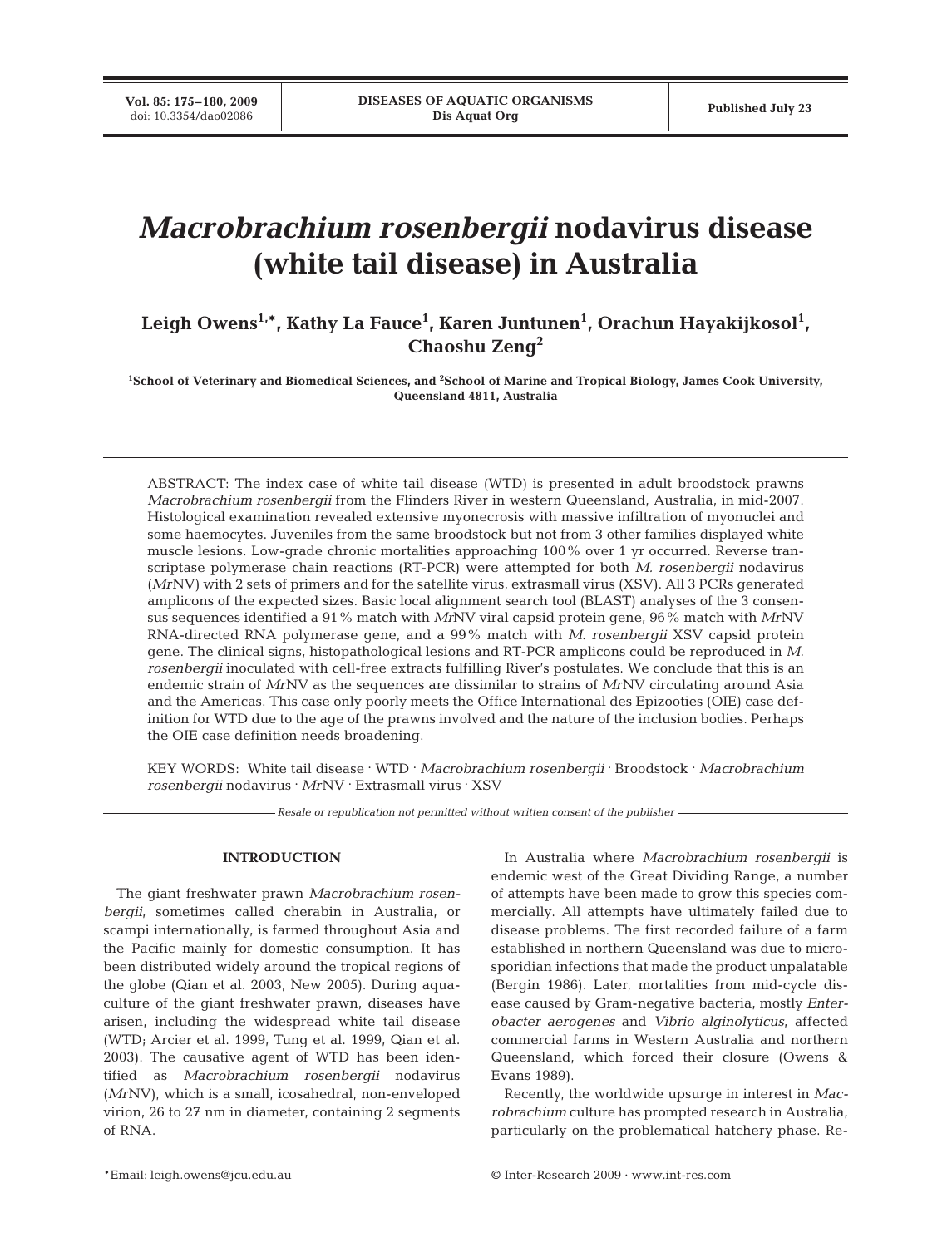# *Macrobrachium rosenbergii* nodavirus disease (white tail disease) in Australia

**Leigh Owens[1,*], Kathy La Fauce[1], Karen Juntunen[1], Orachun Hayakijkosol[1], Chaoshu Zeng[2]**

[1]School of Veterinary and Biomedical Sciences, and [2]School of Marine and Tropical Biology, James Cook University, Queensland 4811, Australia

ABSTRACT: The index case of white tail disease (WTD) is presented in adult broodstock prawns *Macrobrachium rosenbergii* from the Flinders River in western Queensland, Australia, in mid-2007. Histological examination revealed extensive myonecrosis with massive infiltration of myonuclei and some haemocytes. Juveniles from the same broodstock but not from 3 other families displayed white muscle lesions. Low-grade chronic mortalities approaching 100% over 1 yr occurred. Reverse transcriptase polymerase chain reactions (RT-PCR) were attempted for both *M. rosenbergii* nodavirus (*Mr*NV) with 2 sets of primers and for the satellite virus, extrasmall virus (XSV). All 3 PCRs generated amplicons of the expected sizes. Basic local alignment search tool (BLAST) analyses of the 3 consensus sequences identified a 91% match with *Mr*NV viral capsid protein gene, 96% match with *Mr*NV RNA-directed RNA polymerase gene, and a 99% match with *M. rosenbergii* XSV capsid protein gene. The clinical signs, histopathological lesions and RT-PCR amplicons could be reproduced in *M. rosenbergii* inoculated with cell-free extracts fulfilling River's postulates. We conclude that this is an endemic strain of *Mr*NV as the sequences are dissimilar to strains of *Mr*NV circulating around Asia and the Americas. This case only poorly meets the Office International des Epizooties (OIE) case definition for WTD due to the age of the prawns involved and the nature of the inclusion bodies. Perhaps the OIE case definition needs broadening.

KEY WORDS: White tail disease · WTD · *Macrobrachium rosenbergii* · Broodstock · *Macrobrachium rosenbergii* nodavirus · *Mr*NV · Extrasmall virus · XSV

*Resale or republication not permitted without written consent of the publisher*

## INTRODUCTION

The giant freshwater prawn *Macrobrachium rosenbergii*, sometimes called cherabin in Australia, or scampi internationally, is farmed throughout Asia and the Pacific mainly for domestic consumption. It has been distributed widely around the tropical regions of the globe (Qian et al. 2003, New 2005). During aquaculture of the giant freshwater prawn, diseases have arisen, including the widespread white tail disease (WTD; Arcier et al. 1999, Tung et al. 1999, Qian et al. 2003). The causative agent of WTD has been identified as *Macrobrachium rosenbergii* nodavirus (*Mr*NV), which is a small, icosahedral, non-enveloped virion, 26 to 27 nm in diameter, containing 2 segments of RNA.

In Australia where *Macrobrachium rosenbergii* is endemic west of the Great Dividing Range, a number of attempts have been made to grow this species commercially. All attempts have ultimately failed due to disease problems. The first recorded failure of a farm established in northern Queensland was due to microsporidian infections that made the product unpalatable (Bergin 1986). Later, mortalities from mid-cycle disease caused by Gram-negative bacteria, mostly *Enterobacter aerogenes* and *Vibrio alginolyticus*, affected commercial farms in Western Australia and northern Queensland, which forced their closure (Owens & Evans 1989).

Recently, the worldwide upsurge in interest in *Macrobrachium* culture has prompted research in Australia, particularly on the problematical hatchery phase. Re-

*Email: leigh.owens@jcu.edu.au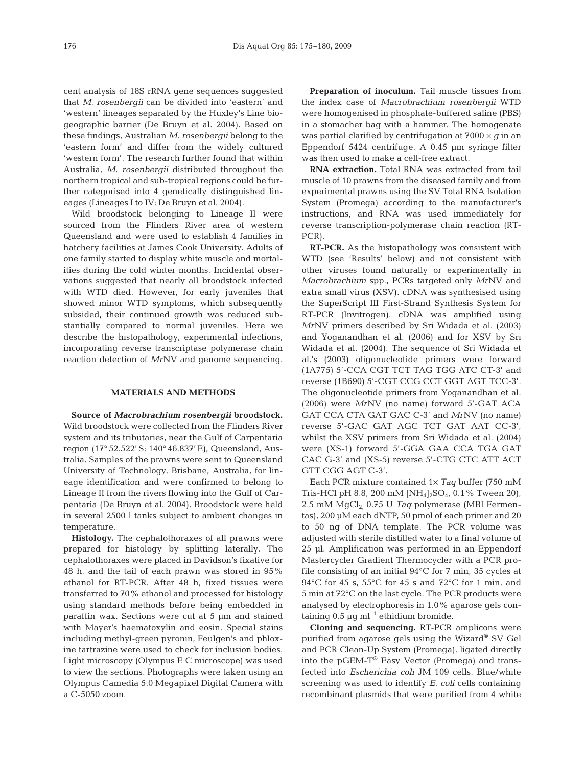cent analysis of 18S rRNA gene sequences suggested that *M. rosenbergii* can be divided into 'eastern' and 'western' lineages separated by the Huxley's Line biogeographic barrier (De Bruyn et al. 2004). Based on these findings, Australian *M. rosenbergii* belong to the 'eastern form' and differ from the widely cultured 'western form'. The research further found that within Australia, *M. rosenbergii* distributed throughout the northern tropical and sub-tropical regions could be further categorised into 4 genetically distinguished lineages (Lineages I to IV; De Bruyn et al. 2004).

Wild broodstock belonging to Lineage II were sourced from the Flinders River area of western Queensland and were used to establish 4 families in hatchery facilities at James Cook University. Adults of one family started to display white muscle and mortalities during the cold winter months. Incidental observations suggested that nearly all broodstock infected with WTD died. However, for early juveniles that showed minor WTD symptoms, which subsequently subsided, their continued growth was reduced substantially compared to normal juveniles. Here we describe the histopathology, experimental infections, incorporating reverse transcriptase polymerase chain reaction detection of *Mr*NV and genome sequencing.

## MATERIALS AND METHODS

**Source of *Macrobrachium rosenbergii* broodstock.** Wild broodstock were collected from the Flinders River system and its tributaries, near the Gulf of Carpentaria region (17° 52.522' S; 140° 46.837' E), Queensland, Australia. Samples of the prawns were sent to Queensland University of Technology, Brisbane, Australia, for lineage identification and were confirmed to belong to Lineage II from the rivers flowing into the Gulf of Carpentaria (De Bruyn et al. 2004). Broodstock were held in several 2500 l tanks subject to ambient changes in temperature.

**Histology.** The cephalothoraxes of all prawns were prepared for histology by splitting laterally. The cephalothoraxes were placed in Davidson's fixative for 48 h, and the tail of each prawn was stored in 95% ethanol for RT-PCR. After 48 h, fixed tissues were transferred to 70% ethanol and processed for histology using standard methods before being embedded in paraffin wax. Sections were cut at 5 µm and stained with Mayer's haematoxylin and eosin. Special stains including methyl-green pyronin, Feulgen's and phloxine tartrazine were used to check for inclusion bodies. Light microscopy (Olympus E C microscope) was used to view the sections. Photographs were taken using an Olympus Camedia 5.0 Megapixel Digital Camera with a C-5050 zoom.

**Preparation of inoculum.** Tail muscle tissues from the index case of *Macrobrachium rosenbergii* WTD were homogenised in phosphate-buffered saline (PBS) in a stomacher bag with a hammer. The homogenate was partial clarified by centrifugation at $7000 \times g$ in an Eppendorf 5424 centrifuge. A 0.45 µm syringe filter was then used to make a cell-free extract.

**RNA extraction.** Total RNA was extracted from tail muscle of 10 prawns from the diseased family and from experimental prawns using the SV Total RNA Isolation System (Promega) according to the manufacturer's instructions, and RNA was used immediately for reverse transcription-polymerase chain reaction (RT-PCR).

**RT-PCR.** As the histopathology was consistent with WTD (see 'Results' below) and not consistent with other viruses found naturally or experimentally in *Macrobrachium* spp., PCRs targeted only *Mr*NV and extra small virus (XSV). cDNA was synthesised using the SuperScript III First-Strand Synthesis System for RT-PCR (Invitrogen). cDNA was amplified using *Mr*NV primers described by Sri Widada et al. (2003) and Yoganandhan et al. (2006) and for XSV by Sri Widada et al. (2004). The sequence of Sri Widada et al.'s (2003) oligonucleotide primers were forward (1A775) 5'-CCA CGT TCT TAG TGG ATC CT-3' and reverse (1B690) 5'-CGT CCG CCT GGT AGT TCC-3'. The oligonucleotide primers from Yoganandhan et al. (2006) were *Mr*NV (no name) forward 5'-GAT ACA GAT CCA CTA GAT GAC C-3' and *Mr*NV (no name) reverse 5'-GAC GAT AGC TCT GAT AAT CC-3', whilst the XSV primers from Sri Widada et al. (2004) were (XS-1) forward 5'-GGA GAA CCA TGA GAT CAC G-3' and (XS-5) reverse 5'-CTG CTC ATT ACT GTT CGG AGT C-3'.

Each PCR mixture contained 1× *Taq* buffer (750 mM Tris-HCl pH 8.8, 200 mM $[NH_4]_2SO_4$, 0.1% Tween 20), 2.5 mM $MgCl_2$, 0.75 U *Taq* polymerase (MBI Fermentas), 200 µM each dNTP, 50 pmol of each primer and 20 to 50 ng of DNA template. The PCR volume was adjusted with sterile distilled water to a final volume of 25 µl. Amplification was performed in an Eppendorf Mastercycler Gradient Thermocycler with a PCR profile consisting of an initial 94°C for 7 min, 35 cycles at 94°C for 45 s, 55°C for 45 s and 72°C for 1 min, and 5 min at 72°C on the last cycle. The PCR products were analysed by electrophoresis in 1.0% agarose gels containing 0.5 µg $ml^{-1}$ ethidium bromide.

**Cloning and sequencing.** RT-PCR amplicons were purified from agarose gels using the Wizard® SV Gel and PCR Clean-Up System (Promega), ligated directly into the pGEM-T® Easy Vector (Promega) and transfected into *Escherichia coli* JM 109 cells. Blue/white screening was used to identify *E. coli* cells containing recombinant plasmids that were purified from 4 white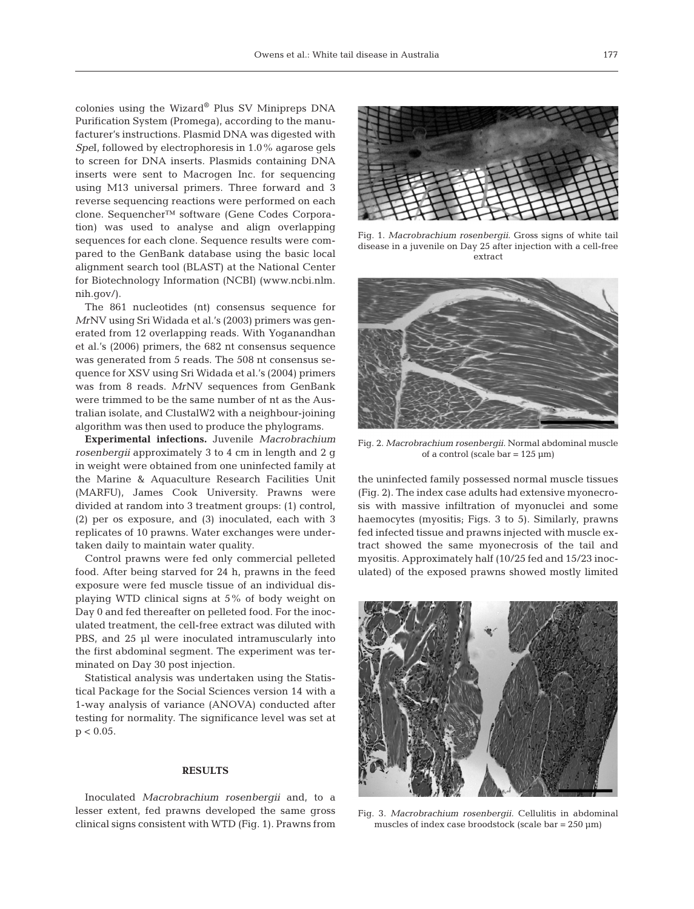colonies using the Wizard® Plus SV Minipreps DNA Purification System (Promega), according to the manufacturer's instructions. Plasmid DNA was digested with *Spe*I, followed by electrophoresis in 1.0% agarose gels to screen for DNA inserts. Plasmids containing DNA inserts were sent to Macrogen Inc. for sequencing using M13 universal primers. Three forward and 3 reverse sequencing reactions were performed on each clone. Sequencher™ software (Gene Codes Corporation) was used to analyse and align overlapping sequences for each clone. Sequence results were compared to the GenBank database using the basic local alignment search tool (BLAST) at the National Center for Biotechnology Information (NCBI) (www.ncbi.nlm.nih.gov/).

The 861 nucleotides (nt) consensus sequence for *Mr*NV using Sri Widada et al.'s (2003) primers was generated from 12 overlapping reads. With Yoganandhan et al.'s (2006) primers, the 682 nt consensus sequence was generated from 5 reads. The 508 nt consensus sequence for XSV using Sri Widada et al.'s (2004) primers was from 8 reads. *Mr*NV sequences from GenBank were trimmed to be the same number of nt as the Australian isolate, and ClustalW2 with a neighbour-joining algorithm was then used to produce the phylograms.

**Experimental infections.** Juvenile *Macrobrachium rosenbergii* approximately 3 to 4 cm in length and 2 g in weight were obtained from one uninfected family at the Marine & Aquaculture Research Facilities Unit (MARFU), James Cook University. Prawns were divided at random into 3 treatment groups: (1) control, (2) per os exposure, and (3) inoculated, each with 3 replicates of 10 prawns. Water exchanges were undertaken daily to maintain water quality.

Control prawns were fed only commercial pelleted food. After being starved for 24 h, prawns in the feed exposure were fed muscle tissue of an individual displaying WTD clinical signs at 5% of body weight on Day 0 and fed thereafter on pelleted food. For the inoculated treatment, the cell-free extract was diluted with PBS, and 25 µl were inoculated intramuscularly into the first abdominal segment. The experiment was terminated on Day 30 post injection.

Statistical analysis was undertaken using the Statistical Package for the Social Sciences version 14 with a 1-way analysis of variance (ANOVA) conducted after testing for normality. The significance level was set at $p < 0.05$.

## RESULTS

Inoculated *Macrobrachium rosenbergii* and, to a lesser extent, fed prawns developed the same gross clinical signs consistent with WTD (Fig. 1). Prawns from the uninfected family possessed normal muscle tissues (Fig. 2). The index case adults had extensive myonecrosis with massive infiltration of myonuclei and some haemocytes (myositis; Figs. 3 to 5). Similarly, prawns fed infected tissue and prawns injected with muscle extract showed the same myonecrosis of the tail and myositis. Approximately half (10/25 fed and 15/23 inoculated) of the exposed prawns showed mostly limited

Fig. 1. *Macrobrachium rosenbergii*. Gross signs of white tail disease in a juvenile on Day 25 after injection with a cell-free extract

Fig. 2. *Macrobrachium rosenbergii*. Normal abdominal muscle of a control (scale bar = 125 µm)

Fig. 3. *Macrobrachium rosenbergii*. Cellulitis in abdominal muscles of index case broodstock (scale bar = 250 µm)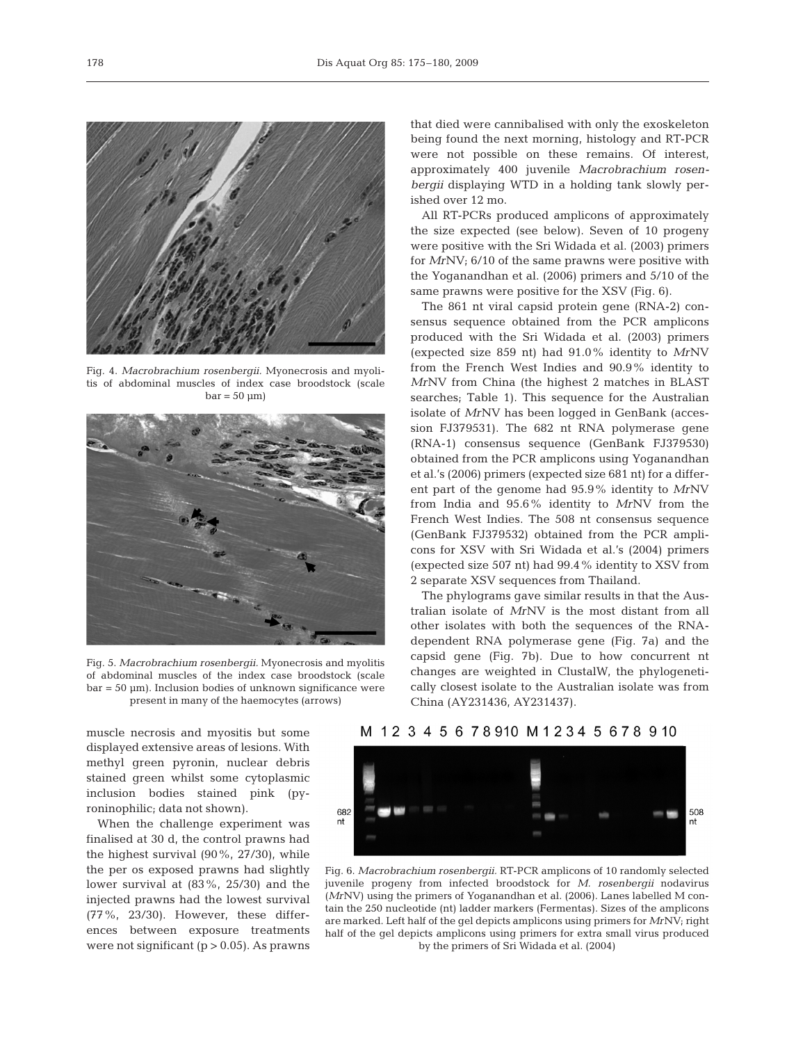Fig. 4. *Macrobrachium rosenbergii.* Myonecrosis and myolitis of abdominal muscles of index case broodstock (scale bar = 50 µm)

Fig. 5. *Macrobrachium rosenbergii.* Myonecrosis and myolitis of abdominal muscles of the index case broodstock (scale bar = 50 µm). Inclusion bodies of unknown significance were present in many of the haemocytes (arrows)

muscle necrosis and myositis but some displayed extensive areas of lesions. With methyl green pyronin, nuclear debris stained green whilst some cytoplasmic inclusion bodies stained pink (pyroninophilic; data not shown).

When the challenge experiment was finalised at 30 d, the control prawns had the highest survival (90%, 27/30), while the per os exposed prawns had slightly lower survival at (83%, 25/30) and the injected prawns had the lowest survival (77%, 23/30). However, these differences between exposure treatments were not significant ($p > 0.05$). As prawns that died were cannibalised with only the exoskeleton being found the next morning, histology and RT-PCR were not possible on these remains. Of interest, approximately 400 juvenile *Macrobrachium rosenbergii* displaying WTD in a holding tank slowly perished over 12 mo.

All RT-PCRs produced amplicons of approximately the size expected (see below). Seven of 10 progeny were positive with the Sri Widada et al. (2003) primers for *Mr*NV; 6/10 of the same prawns were positive with the Yoganandhan et al. (2006) primers and 5/10 of the same prawns were positive for the XSV (Fig. 6).

The 861 nt viral capsid protein gene (RNA-2) consensus sequence obtained from the PCR amplicons produced with the Sri Widada et al. (2003) primers (expected size 859 nt) had 91.0% identity to *Mr*NV from the French West Indies and 90.9% identity to *Mr*NV from China (the highest 2 matches in BLAST searches; Table 1). This sequence for the Australian isolate of *Mr*NV has been logged in GenBank (accession FJ379531). The 682 nt RNA polymerase gene (RNA-1) consensus sequence (GenBank FJ379530) obtained from the PCR amplicons using Yoganandhan et al.'s (2006) primers (expected size 681 nt) for a different part of the genome had 95.9% identity to *Mr*NV from India and 95.6% identity to *Mr*NV from the French West Indies. The 508 nt consensus sequence (GenBank FJ379532) obtained from the PCR amplicons for XSV with Sri Widada et al.'s (2004) primers (expected size 507 nt) had 99.4% identity to XSV from 2 separate XSV sequences from Thailand.

The phylograms gave similar results in that the Australian isolate of *Mr*NV is the most distant from all other isolates with both the sequences of the RNA-dependent RNA polymerase gene (Fig. 7a) and the capsid gene (Fig. 7b). Due to how concurrent nt changes are weighted in ClustalW, the phylogenetically closest isolate to the Australian isolate was from China (AY231436, AY231437).

Fig. 6. *Macrobrachium rosenbergii.* RT-PCR amplicons of 10 randomly selected juvenile progeny from infected broodstock for *M. rosenbergii* nodavirus (*Mr*NV) using the primers of Yoganandhan et al. (2006). Lanes labelled M contain the 250 nucleotide (nt) ladder markers (Fermentas). Sizes of the amplicons are marked. Left half of the gel depicts amplicons using primers for *Mr*NV; right half of the gel depicts amplicons using primers for extra small virus produced by the primers of Sri Widada et al. (2004)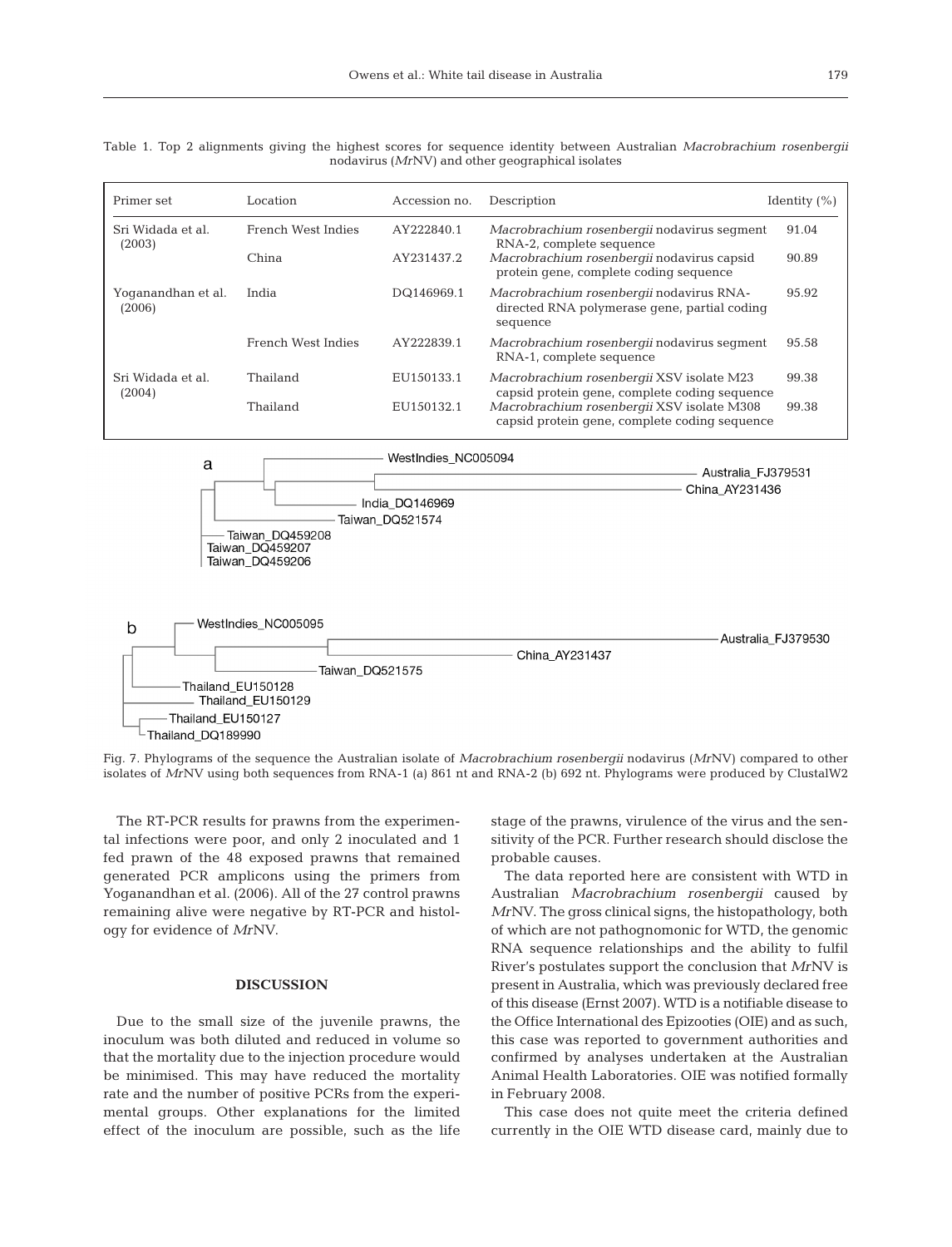Table 1. Top 2 alignments giving the highest scores for sequence identity between Australian *Macrobrachium rosenbergii* nodavirus (*Mr*NV) and other geographical isolates

| Primer set | Location | Accession no. | Description | Identity (%) |
|---|---|---|---|---|
| Sri Widada et al. (2003) | French West Indies | AY222840.1 | *Macrobrachium rosenbergii* nodavirus segment RNA-2, complete sequence | 91.04 |
| | China | AY231437.2 | *Macrobrachium rosenbergii* nodavirus capsid protein gene, complete coding sequence | 90.89 |
| Yoganandhan et al. (2006) | India | DQ146969.1 | *Macrobrachium rosenbergii* nodavirus RNA-directed RNA polymerase gene, partial coding sequence | 95.92 |
| | French West Indies | AY222839.1 | *Macrobrachium rosenbergii* nodavirus segment RNA-1, complete sequence | 95.58 |
| Sri Widada et al. (2004) | Thailand | EU150133.1 | *Macrobrachium rosenbergii* XSV isolate M23 capsid protein gene, complete coding sequence | 99.38 |
| | Thailand | EU150132.1 | *Macrobrachium rosenbergii* XSV isolate M308 capsid protein gene, complete coding sequence | 99.38 |

Fig. 7. Phylograms of the sequence the Australian isolate of *Macrobrachium rosenbergii* nodavirus (*Mr*NV) compared to other isolates of *Mr*NV using both sequences from RNA-1 (a) 861 nt and RNA-2 (b) 692 nt. Phylograms were produced by ClustalW2

The RT-PCR results for prawns from the experimental infections were poor, and only 2 inoculated and 1 fed prawn of the 48 exposed prawns that remained generated PCR amplicons using the primers from Yoganandhan et al. (2006). All of the 27 control prawns remaining alive were negative by RT-PCR and histology for evidence of *Mr*NV.

## DISCUSSION

Due to the small size of the juvenile prawns, the inoculum was both diluted and reduced in volume so that the mortality due to the injection procedure would be minimised. This may have reduced the mortality rate and the number of positive PCRs from the experimental groups. Other explanations for the limited effect of the inoculum are possible, such as the life stage of the prawns, virulence of the virus and the sensitivity of the PCR. Further research should disclose the probable causes.

The data reported here are consistent with WTD in Australian *Macrobrachium rosenbergii* caused by *Mr*NV. The gross clinical signs, the histopathology, both of which are not pathognomonic for WTD, the genomic RNA sequence relationships and the ability to fulfil River's postulates support the conclusion that *Mr*NV is present in Australia, which was previously declared free of this disease (Ernst 2007). WTD is a notifiable disease to the Office International des Epizooties (OIE) and as such, this case was reported to government authorities and confirmed by analyses undertaken at the Australian Animal Health Laboratories. OIE was notified formally in February 2008.

This case does not quite meet the criteria defined currently in the OIE WTD disease card, mainly due to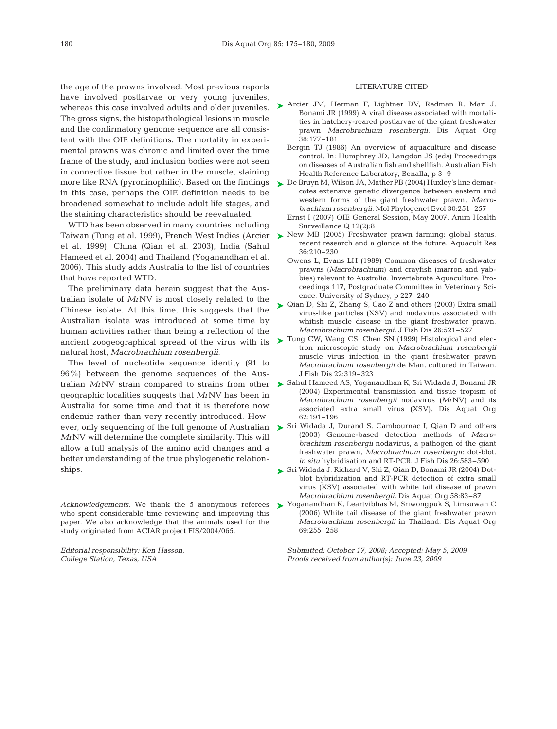the age of the prawns involved. Most previous reports have involved postlarvae or very young juveniles, whereas this case involved adults and older juveniles. The gross signs, the histopathological lesions in muscle and the confirmatory genome sequence are all consistent with the OIE definitions. The mortality in experimental prawns was chronic and limited over the time frame of the study, and inclusion bodies were not seen in connective tissue but rather in the muscle, staining more like RNA (pyroninophilic). Based on the findings in this case, perhaps the OIE definition needs to be broadened somewhat to include adult life stages, and the staining characteristics should be reevaluated.

WTD has been observed in many countries including Taiwan (Tung et al. 1999), French West Indies (Arcier et al. 1999), China (Qian et al. 2003), India (Sahul Hameed et al. 2004) and Thailand (Yoganandhan et al. 2006). This study adds Australia to the list of countries that have reported WTD.

The preliminary data herein suggest that the Australian isolate of *Mr*NV is most closely related to the Chinese isolate. At this time, this suggests that the Australian isolate was introduced at some time by human activities rather than being a reflection of the ancient zoogeographical spread of the virus with its natural host, *Macrobrachium rosenbergii*.

The level of nucleotide sequence identity (91 to 96%) between the genome sequences of the Australian *Mr*NV strain compared to strains from other geographic localities suggests that *Mr*NV has been in Australia for some time and that it is therefore now endemic rather than very recently introduced. However, only sequencing of the full genome of Australian *Mr*NV will determine the complete similarity. This will allow a full analysis of the amino acid changes and a better understanding of the true phylogenetic relationships.

*Acknowledgements.* We thank the 5 anonymous referees who spent considerable time reviewing and improving this paper. We also acknowledge that the animals used for the study originated from ACIAR project FIS/2004/065.

## LITERATURE CITED

- Arcier JM, Herman F, Lightner DV, Redman R, Mari J, Bonami JR (1999) A viral disease associated with mortalities in hatchery-reared postlarvae of the giant freshwater prawn *Macrobrachium rosenbergii.* Dis Aquat Org 38:177–181
- Bergin TJ (1986) An overview of aquaculture and disease control. In: Humphrey JD, Langdon JS (eds) Proceedings on diseases of Australian fish and shellfish. Australian Fish Health Reference Laboratory, Benalla, p 3–9
- De Bruyn M, Wilson JA, Mather PB (2004) Huxley's line demarcates extensive genetic divergence between eastern and western forms of the giant freshwater prawn, *Macrobrachium rosenbergii.* Mol Phylogenet Evol 30:251–257
- Ernst I (2007) OIE General Session, May 2007. Anim Health Surveillance Q 12(2):8
- New MB (2005) Freshwater prawn farming: global status, recent research and a glance at the future. Aquacult Res 36:210–230
- Owens L, Evans LH (1989) Common diseases of freshwater prawns (*Macrobrachium*) and crayfish (marron and yabbies) relevant to Australia. Invertebrate Aquaculture. Proceedings 117, Postgraduate Committee in Veterinary Science, University of Sydney, p 227–240
- Qian D, Shi Z, Zhang S, Cao Z and others (2003) Extra small virus-like particles (XSV) and nodavirus associated with whitish muscle disease in the giant freshwater prawn, *Macrobrachium rosenbergii.* J Fish Dis 26:521–527
- Tung CW, Wang CS, Chen SN (1999) Histological and electron microscopic study on *Macrobrachium rosenbergii* muscle virus infection in the giant freshwater prawn *Macrobrachium rosenbergii* de Man, cultured in Taiwan. J Fish Dis 22:319–323
- Sahul Hameed AS, Yoganandhan K, Sri Widada J, Bonami JR (2004) Experimental transmission and tissue tropism of *Macrobrachium rosenbergii* nodavirus (*Mr*NV) and its associated extra small virus (XSV). Dis Aquat Org 62:191–196
- Sri Widada J, Durand S, Cambournac I, Qian D and others (2003) Genome-based detection methods of *Macrobrachium rosenbergii* nodavirus, a pathogen of the giant freshwater prawn, *Macrobrachium rosenbergii*: dot-blot, *in situ* hybridisation and RT-PCR. J Fish Dis 26:583–590
- Sri Widada J, Richard V, Shi Z, Qian D, Bonami JR (2004) Dot-blot hybridization and RT-PCR detection of extra small virus (XSV) associated with white tail disease of prawn *Macrobrachium rosenbergii.* Dis Aquat Org 58:83–87
- Yoganandhan K, Leartvibhas M, Sriwongpuk S, Limsuwan C (2006) White tail disease of the giant freshwater prawn *Macrobrachium rosenbergii* in Thailand. Dis Aquat Org 69:255–258

*Editorial responsibility: Ken Hasson, College Station, Texas, USA*

*Submitted: October 17, 2008; Accepted: May 5, 2009*
*Proofs received from author(s): June 23, 2009*